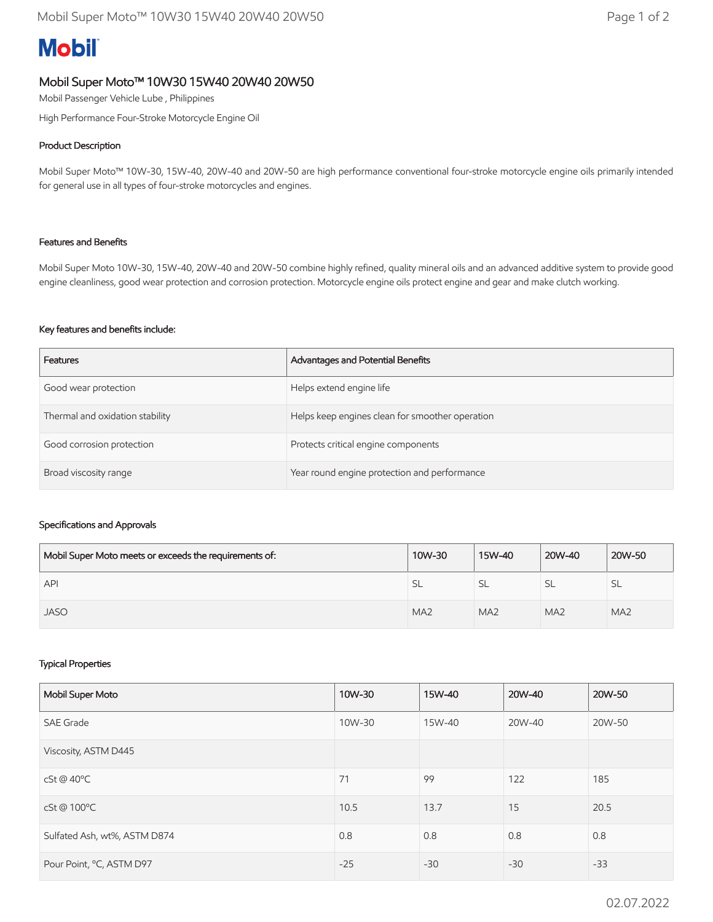# Mobil Super Moto™ 10W30 15W40 20W40 20W50

Mobil Passenger Vehicle Lube , Philippines

High Performance Four-Stroke Motorcycle Engine Oil

## Product Description

Mobil Super Moto™ 10W-30, 15W-40, 20W-40 and 20W-50 are high performance conventional four-stroke motorcycle engine oils primarily intended for general use in all types of four-stroke motorcycles and engines.

## Features and Benefits

Mobil Super Moto 10W-30, 15W-40, 20W-40 and 20W-50 combine highly refined, quality mineral oils and an advanced additive system to provide good engine cleanliness, good wear protection and corrosion protection. Motorcycle engine oils protect engine and gear and make clutch working.

### Key features and benefits include:

| Features | Advantages and Potential Benefits |
|---|---|
| Good wear protection | Helps extend engine life |
| Thermal and oxidation stability | Helps keep engines clean for smoother operation |
| Good corrosion protection | Protects critical engine components |
| Broad viscosity range | Year round engine protection and performance |

## Specifications and Approvals

| Mobil Super Moto meets or exceeds the requirements of: | 10W-30 | 15W-40 | 20W-40 | 20W-50 |
|---|---|---|---|---|
| API | SL | SL | SL | SL |
| JASO | MA2 | MA2 | MA2 | MA2 |

## Typical Properties

| Mobil Super Moto | 10W-30 | 15W-40 | 20W-40 | 20W-50 |
|---|---|---|---|---|
| SAE Grade | 10W-30 | 15W-40 | 20W-40 | 20W-50 |
| Viscosity, ASTM D445 | | | | |
| cSt @ 40ºC | 71 | 99 | 122 | 185 |
| cSt @ 100ºC | 10.5 | 13.7 | 15 | 20.5 |
| Sulfated Ash, wt%, ASTM D874 | 0.8 | 0.8 | 0.8 | 0.8 |
| Pour Point, ºC, ASTM D97 | -25 | -30 | -30 | -33 |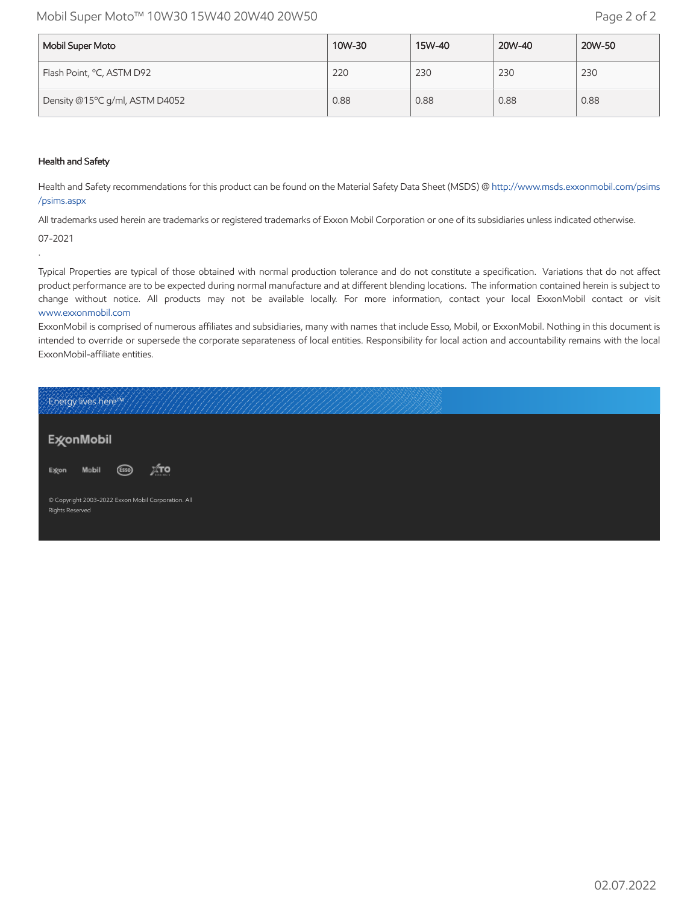| Mobil Super Moto | 10W-30 | 15W-40 | 20W-40 | 20W-50 |
|---|---|---|---|---|
| Flash Point, °C, ASTM D92 | 220 | 230 | 230 | 230 |
| Density @15°C g/ml, ASTM D4052 | 0.88 | 0.88 | 0.88 | 0.88 |

### Health and Safety

Health and Safety recommendations for this product can be found on the Material Safety Data Sheet (MSDS) @ http://www.msds.exxonmobil.com/psims/psims.aspx

All trademarks used herein are trademarks or registered trademarks of Exxon Mobil Corporation or one of its subsidiaries unless indicated otherwise.

07-2021

.

Typical Properties are typical of those obtained with normal production tolerance and do not constitute a specification. Variations that do not affect product performance are to be expected during normal manufacture and at different blending locations. The information contained herein is subject to change without notice. All products may not be available locally. For more information, contact your local ExxonMobil contact or visit www.exxonmobil.com

ExxonMobil is comprised of numerous affiliates and subsidiaries, many with names that include Esso, Mobil, or ExxonMobil. Nothing in this document is intended to override or supersede the corporate separateness of local entities. Responsibility for local action and accountability remains with the local ExxonMobil-affiliate entities.

Energy lives here™

ExxonMobil

Exxon Mobil Esso XTO

© Copyright 2003-2022 Exxon Mobil Corporation. All Rights Reserved